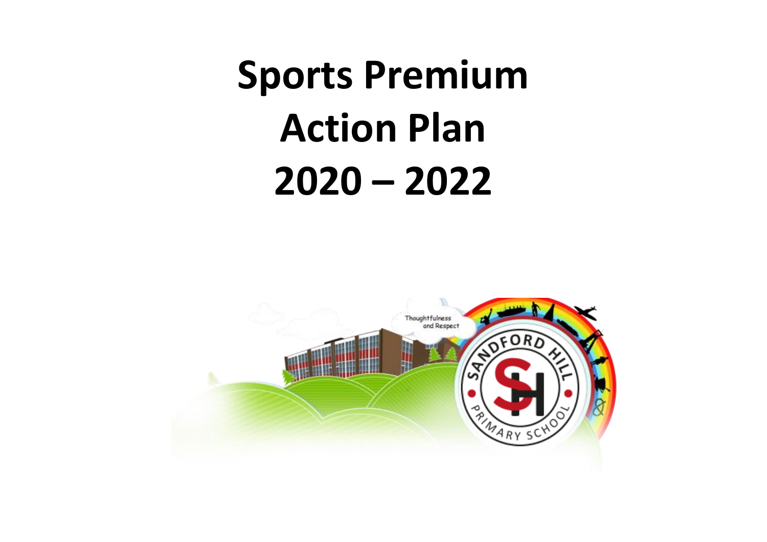# Sports Premium Action Plan 2020 – 2022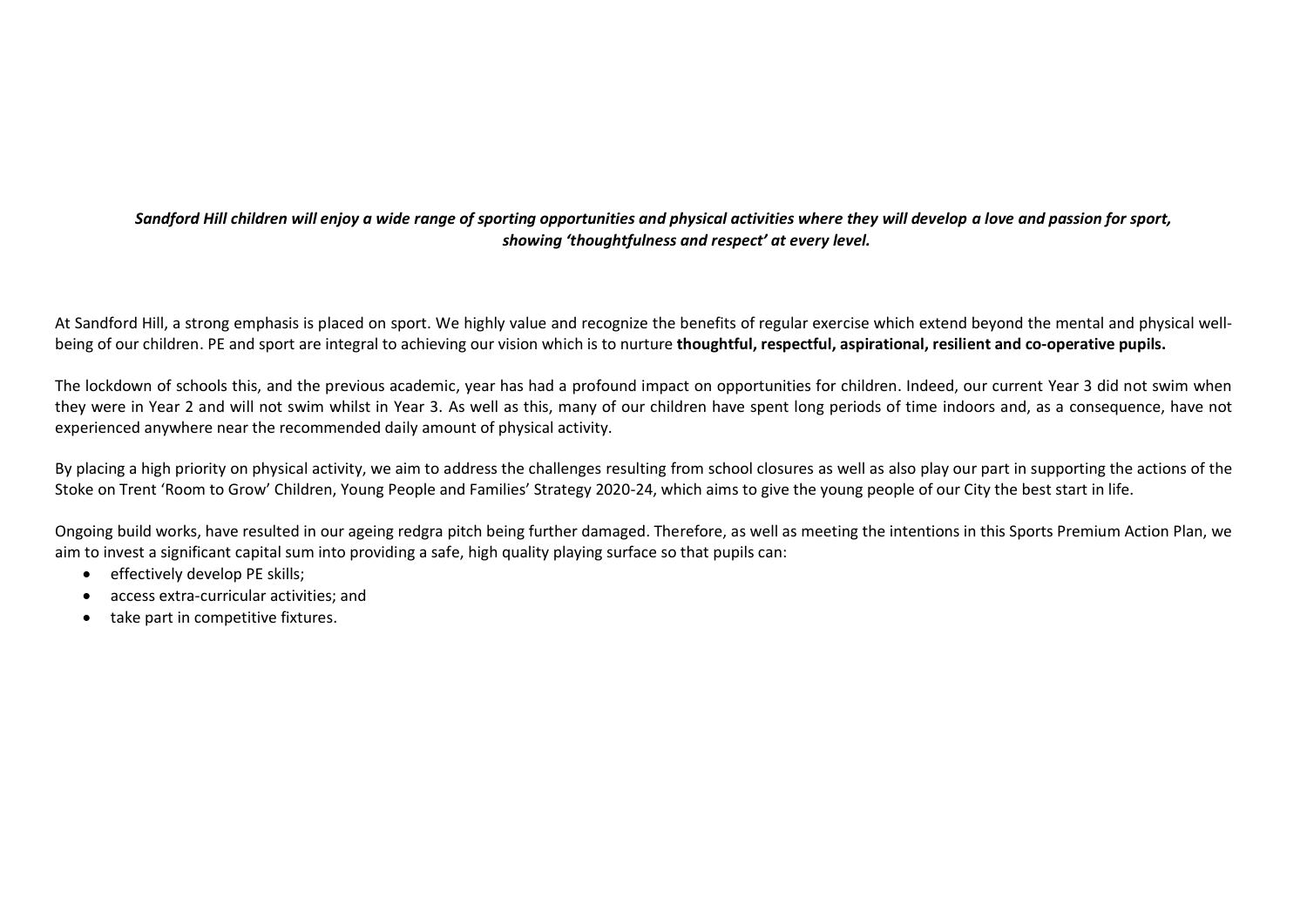***Sandford Hill children will enjoy a wide range of sporting opportunities and physical activities where they will develop a love and passion for sport, showing 'thoughtfulness and respect' at every level.***

At Sandford Hill, a strong emphasis is placed on sport. We highly value and recognize the benefits of regular exercise which extend beyond the mental and physical well-being of our children. PE and sport are integral to achieving our vision which is to nurture **thoughtful, respectful, aspirational, resilient and co-operative pupils.**

The lockdown of schools this, and the previous academic, year has had a profound impact on opportunities for children. Indeed, our current Year 3 did not swim when they were in Year 2 and will not swim whilst in Year 3. As well as this, many of our children have spent long periods of time indoors and, as a consequence, have not experienced anywhere near the recommended daily amount of physical activity.

By placing a high priority on physical activity, we aim to address the challenges resulting from school closures as well as also play our part in supporting the actions of the Stoke on Trent 'Room to Grow' Children, Young People and Families' Strategy 2020-24, which aims to give the young people of our City the best start in life.

Ongoing build works, have resulted in our ageing redgra pitch being further damaged. Therefore, as well as meeting the intentions in this Sports Premium Action Plan, we aim to invest a significant capital sum into providing a safe, high quality playing surface so that pupils can:

- effectively develop PE skills;
- access extra-curricular activities; and
- take part in competitive fixtures.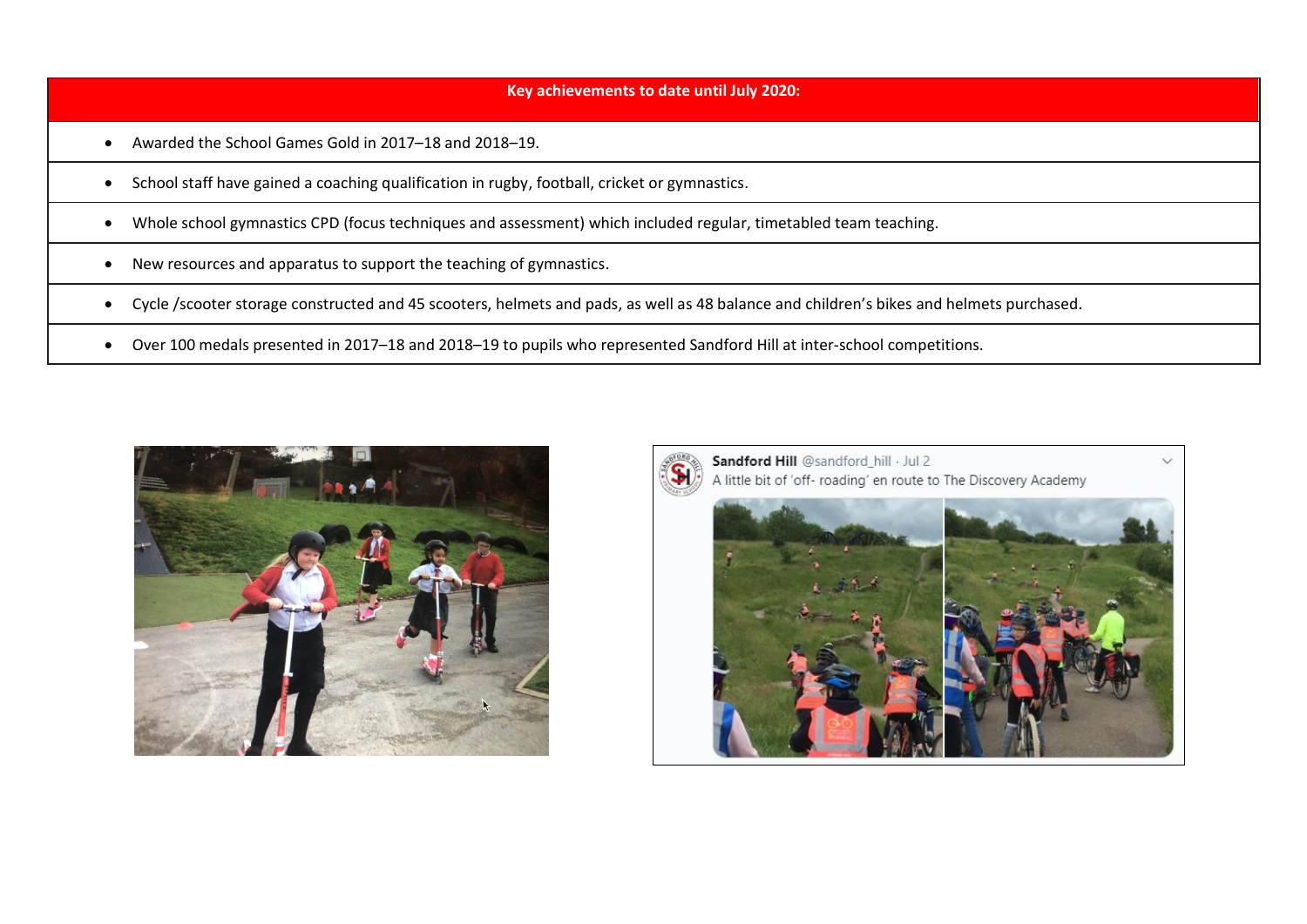| Key achievements to date until July 2020: |
| --- |
| • Awarded the School Games Gold in 2017–18 and 2018–19. |
| • School staff have gained a coaching qualification in rugby, football, cricket or gymnastics. |
| • Whole school gymnastics CPD (focus techniques and assessment) which included regular, timetabled team teaching. |
| • New resources and apparatus to support the teaching of gymnastics. |
| • Cycle /scooter storage constructed and 45 scooters, helmets and pads, as well as 48 balance and children's bikes and helmets purchased. |
| • Over 100 medals presented in 2017–18 and 2018–19 to pupils who represented Sandford Hill at inter-school competitions. |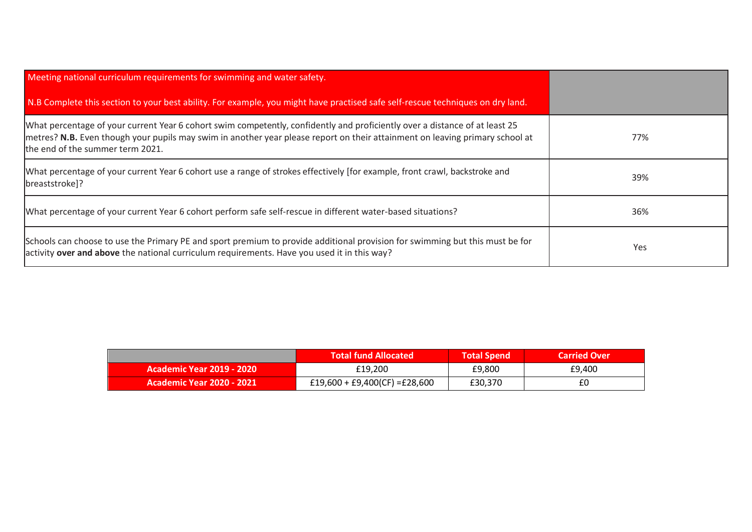| Meeting national curriculum requirements for swimming and water safety.<br><br>N.B Complete this section to your best ability. For example, you might have practised safe self-rescue techniques on dry land. | |
|---|---|
| What percentage of your current Year 6 cohort swim competently, confidently and proficiently over a distance of at least 25 metres? **N.B.** Even though your pupils may swim in another year please report on their attainment on leaving primary school at the end of the summer term 2021. | 77% |
| What percentage of your current Year 6 cohort use a range of strokes effectively [for example, front crawl, backstroke and breaststroke]? | 39% |
| What percentage of your current Year 6 cohort perform safe self-rescue in different water-based situations? | 36% |
| Schools can choose to use the Primary PE and sport premium to provide additional provision for swimming but this must be for activity **over and above** the national curriculum requirements. Have you used it in this way? | Yes |

| | Total fund Allocated | Total Spend | Carried Over |
|---|---|---|---|
| **Academic Year 2019 - 2020** | £19,200 | £9,800 | £9,400 |
| **Academic Year 2020 - 2021** | £19,600 + £9,400(CF) =£28,600 | £30,370 | £0 |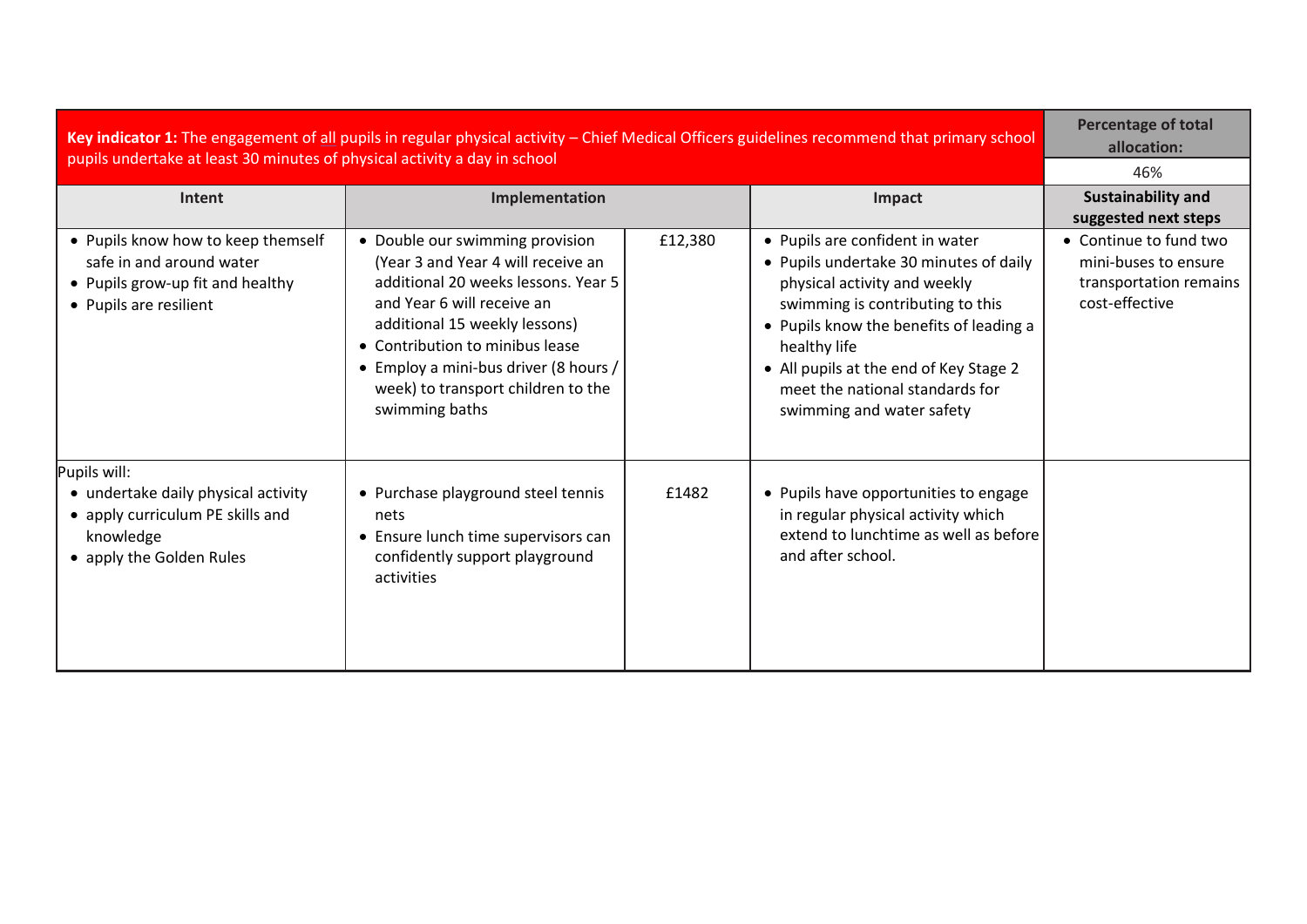| **Key indicator 1:** The engagement of all pupils in regular physical activity – Chief Medical Officers guidelines recommend that primary school pupils undertake at least 30 minutes of physical activity a day in school | | | | **Percentage of total allocation:** 46% |
|---|---|---|---|---|
| **Intent** | **Implementation** | | **Impact** | **Sustainability and suggested next steps** |
| • Pupils know how to keep themself safe in and around water<br>• Pupils grow-up fit and healthy<br>• Pupils are resilient | • Double our swimming provision (Year 3 and Year 4 will receive an additional 20 weeks lessons. Year 5 and Year 6 will receive an additional 15 weekly lessons)<br>• Contribution to minibus lease<br>• Employ a mini-bus driver (8 hours / week) to transport children to the swimming baths | £12,380 | • Pupils are confident in water<br>• Pupils undertake 30 minutes of daily physical activity and weekly swimming is contributing to this<br>• Pupils know the benefits of leading a healthy life<br>• All pupils at the end of Key Stage 2 meet the national standards for swimming and water safety | • Continue to fund two mini-buses to ensure transportation remains cost-effective |
| Pupils will:<br>• undertake daily physical activity<br>• apply curriculum PE skills and knowledge<br>• apply the Golden Rules | • Purchase playground steel tennis nets<br>• Ensure lunch time supervisors can confidently support playground activities | £1482 | • Pupils have opportunities to engage in regular physical activity which extend to lunchtime as well as before and after school. | |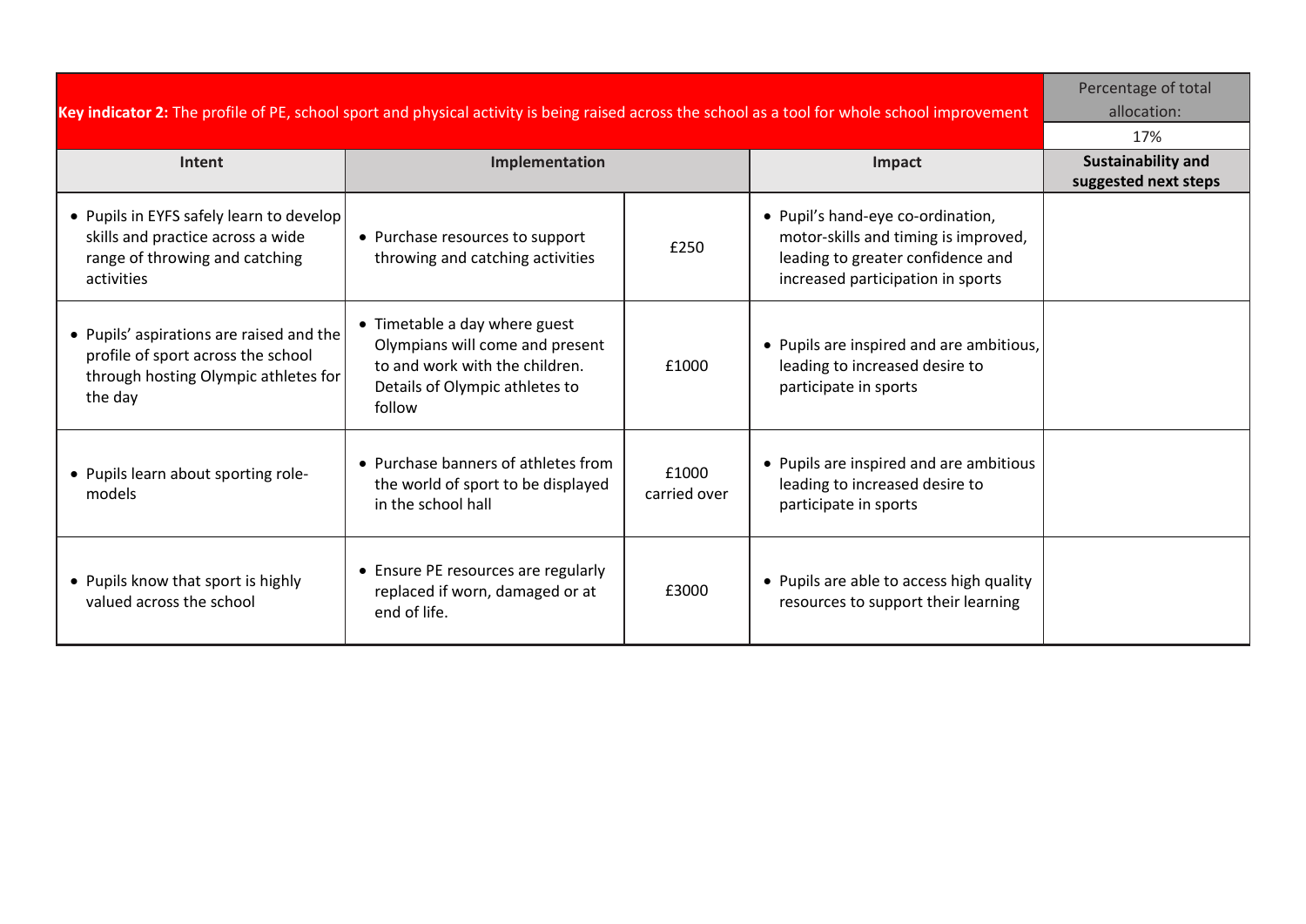| **Key indicator 2:** The profile of PE, school sport and physical activity is being raised across the school as a tool for whole school improvement | | | | Percentage of total allocation: |
|---|---|---|---|---|
| | | | | 17% |
| **Intent** | **Implementation** | | **Impact** | **Sustainability and suggested next steps** |
| • Pupils in EYFS safely learn to develop skills and practice across a wide range of throwing and catching activities | • Purchase resources to support throwing and catching activities | £250 | • Pupil's hand-eye co-ordination, motor-skills and timing is improved, leading to greater confidence and increased participation in sports | |
| • Pupils' aspirations are raised and the profile of sport across the school through hosting Olympic athletes for the day | • Timetable a day where guest Olympians will come and present to and work with the children. Details of Olympic athletes to follow | £1000 | • Pupils are inspired and are ambitious, leading to increased desire to participate in sports | |
| • Pupils learn about sporting role-models | • Purchase banners of athletes from the world of sport to be displayed in the school hall | £1000 carried over | • Pupils are inspired and are ambitious leading to increased desire to participate in sports | |
| • Pupils know that sport is highly valued across the school | • Ensure PE resources are regularly replaced if worn, damaged or at end of life. | £3000 | • Pupils are able to access high quality resources to support their learning | |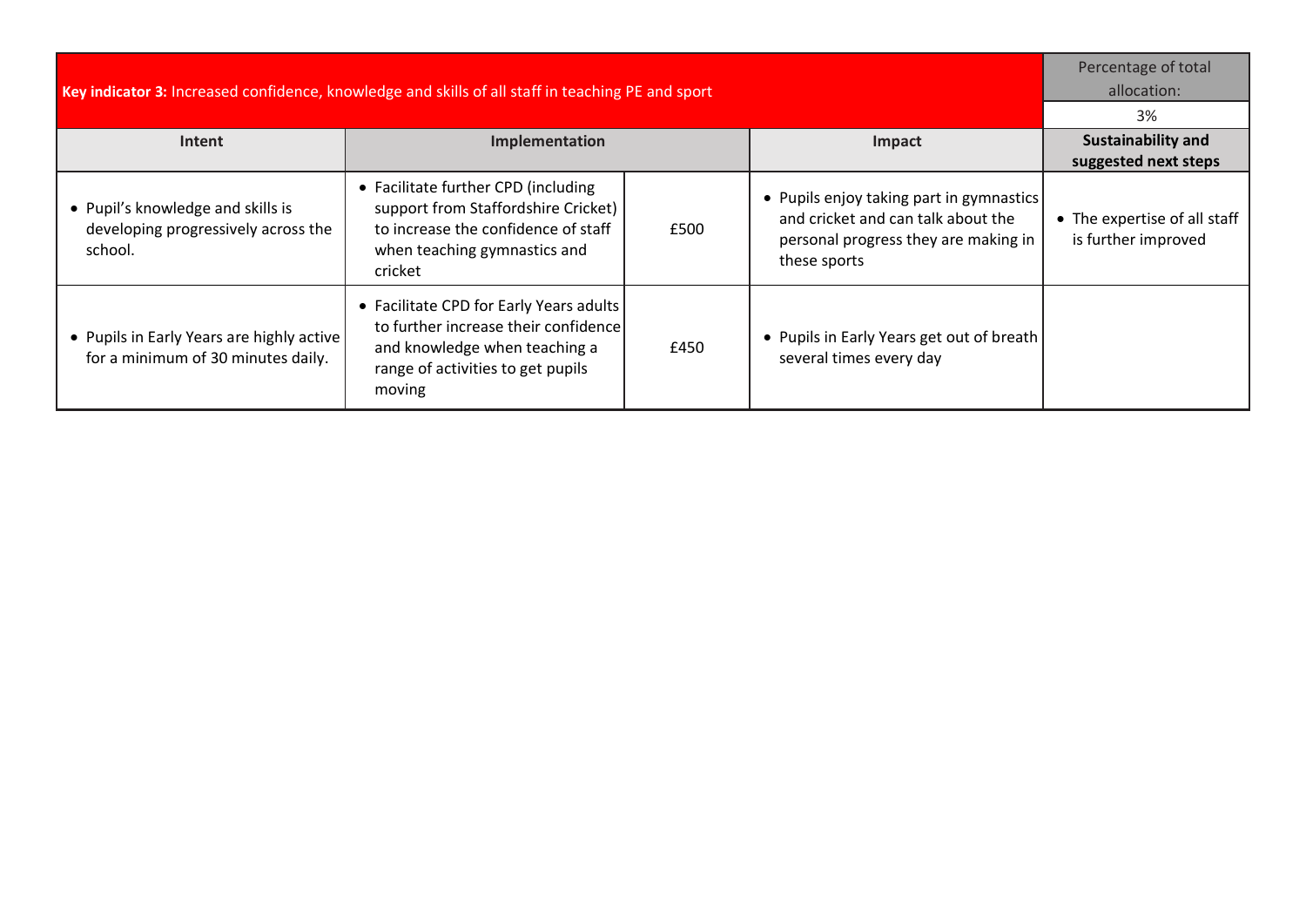| **Key indicator 3:** Increased confidence, knowledge and skills of all staff in teaching PE and sport | | | | Percentage of total allocation: 3% |
|---|---|---|---|---|
| **Intent** | **Implementation** | | **Impact** | **Sustainability and suggested next steps** |
| • Pupil's knowledge and skills is developing progressively across the school. | • Facilitate further CPD (including support from Staffordshire Cricket) to increase the confidence of staff when teaching gymnastics and cricket | £500 | • Pupils enjoy taking part in gymnastics and cricket and can talk about the personal progress they are making in these sports | • The expertise of all staff is further improved |
| • Pupils in Early Years are highly active for a minimum of 30 minutes daily. | • Facilitate CPD for Early Years adults to further increase their confidence and knowledge when teaching a range of activities to get pupils moving | £450 | • Pupils in Early Years get out of breath several times every day | |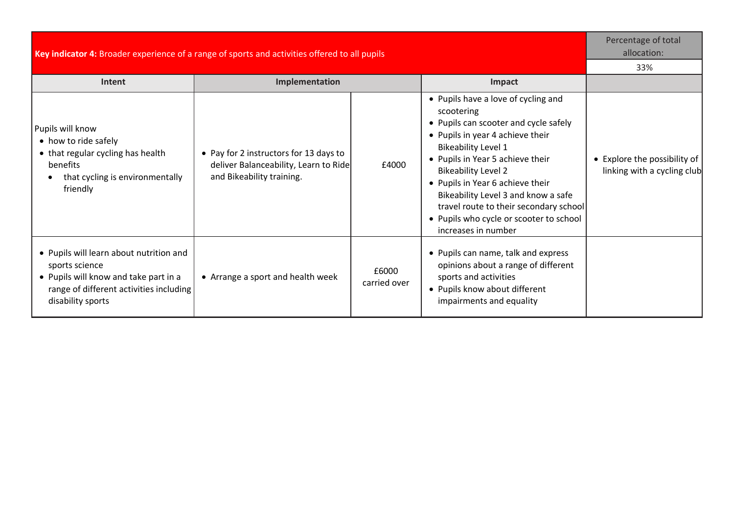| **Key indicator 4:** Broader experience of a range of sports and activities offered to all pupils | | | | Percentage of total allocation: 33% |
|---|---|---|---|---|
| **Intent** | **Implementation** | | **Impact** | |
| Pupils will know<br>• how to ride safely<br>• that regular cycling has health benefits<br>• that cycling is environmentally friendly | • Pay for 2 instructors for 13 days to deliver Balanceability, Learn to Ride and Bikeability training. | £4000 | • Pupils have a love of cycling and scootering<br>• Pupils can scooter and cycle safely<br>• Pupils in year 4 achieve their Bikeability Level 1<br>• Pupils in Year 5 achieve their Bikeability Level 2<br>• Pupils in Year 6 achieve their Bikeability Level 3 and know a safe travel route to their secondary school<br>• Pupils who cycle or scooter to school increases in number | • Explore the possibility of linking with a cycling club |
| • Pupils will learn about nutrition and sports science<br>• Pupils will know and take part in a range of different activities including disability sports | • Arrange a sport and health week | £6000 carried over | • Pupils can name, talk and express opinions about a range of different sports and activities<br>• Pupils know about different impairments and equality | |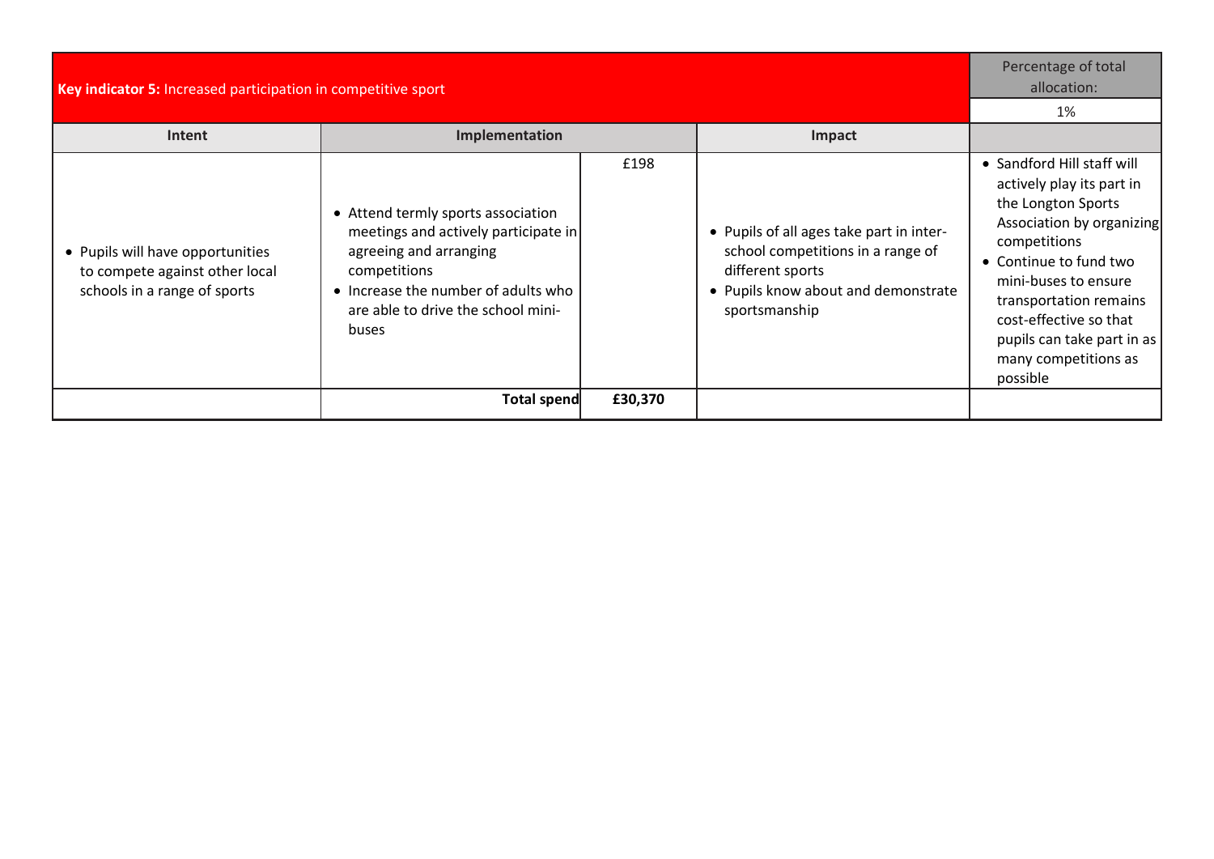| Key indicator 5: Increased participation in competitive sport | | | | Percentage of total allocation: 1% |
|---|---|---|---|---|
| Intent | Implementation | | Impact | |
| • Pupils will have opportunities to compete against other local schools in a range of sports | • Attend termly sports association meetings and actively participate in agreeing and arranging competitions<br>• Increase the number of adults who are able to drive the school mini-buses | £198 | • Pupils of all ages take part in inter-school competitions in a range of different sports<br>• Pupils know about and demonstrate sportsmanship | • Sandford Hill staff will actively play its part in the Longton Sports Association by organizing competitions<br>• Continue to fund two mini-buses to ensure transportation remains cost-effective so that pupils can take part in as many competitions as possible |
| | **Total spend** | **£30,370** | | |